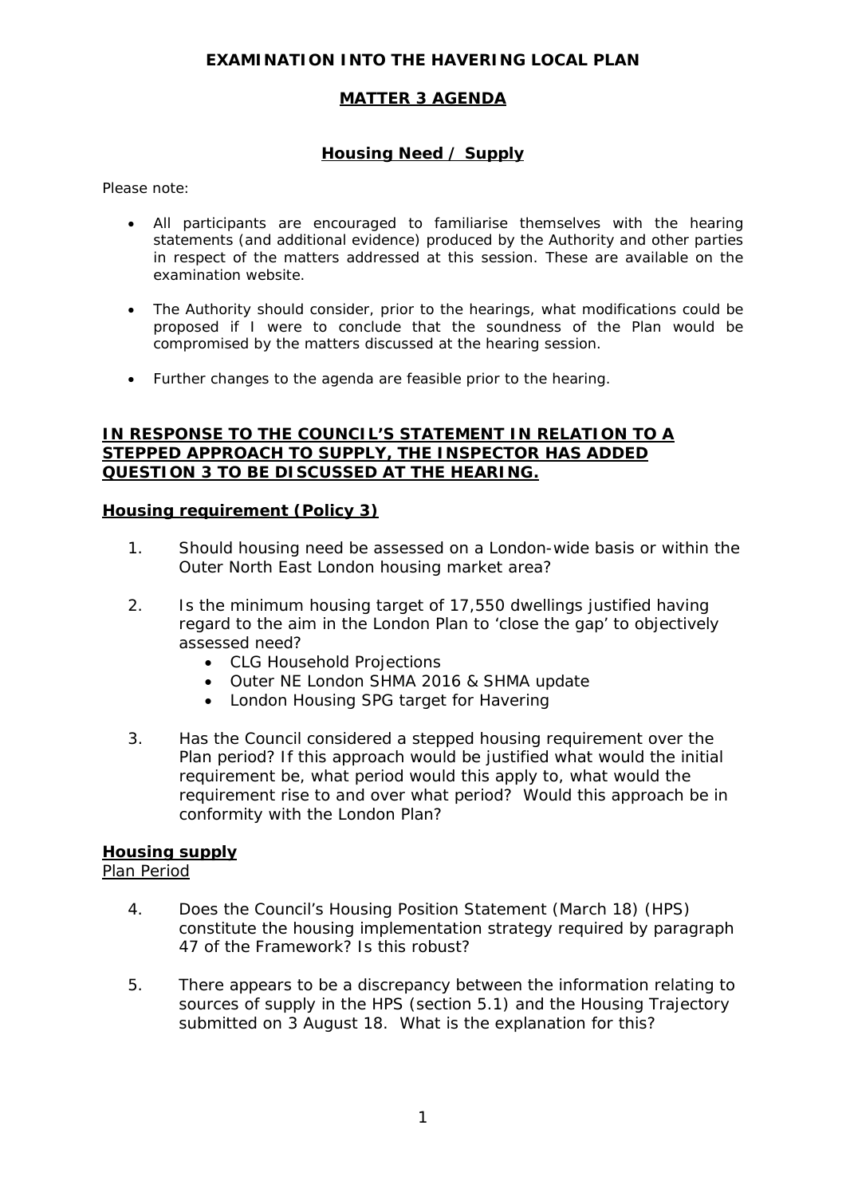# EXAMINATION INTO THE HAVERING LOCAL PLAN

## MATTER 3 AGENDA

## Housing Need / Supply

Please note:

- All participants are encouraged to familiarise themselves with the hearing statements (and additional evidence) produced by the Authority and other parties in respect of the matters addressed at this session. These are available on the examination website.
- The Authority should consider, prior to the hearings, what modifications could be proposed if I were to conclude that the soundness of the Plan would be compromised by the matters discussed at the hearing session.
- Further changes to the agenda are feasible prior to the hearing.

**IN RESPONSE TO THE COUNCIL'S STATEMENT IN RELATION TO A STEPPED APPROACH TO SUPPLY, THE INSPECTOR HAS ADDED QUESTION 3 TO BE DISCUSSED AT THE HEARING.**

### Housing requirement (Policy 3)

1. Should housing need be assessed on a London-wide basis or within the Outer North East London housing market area?

2. Is the minimum housing target of 17,550 dwellings justified having regard to the aim in the London Plan to 'close the gap' to objectively assessed need?
   - CLG Household Projections
   - Outer NE London SHMA 2016 & SHMA update
   - London Housing SPG target for Havering

3. Has the Council considered a stepped housing requirement over the Plan period? If this approach would be justified what would the initial requirement be, what period would this apply to, what would the requirement rise to and over what period? Would this approach be in conformity with the London Plan?

### Housing supply

Plan Period

4. Does the Council's Housing Position Statement (March 18) (HPS) constitute the housing implementation strategy required by paragraph 47 of the Framework? Is this robust?

5. There appears to be a discrepancy between the information relating to sources of supply in the HPS (section 5.1) and the Housing Trajectory submitted on 3 August 18. What is the explanation for this?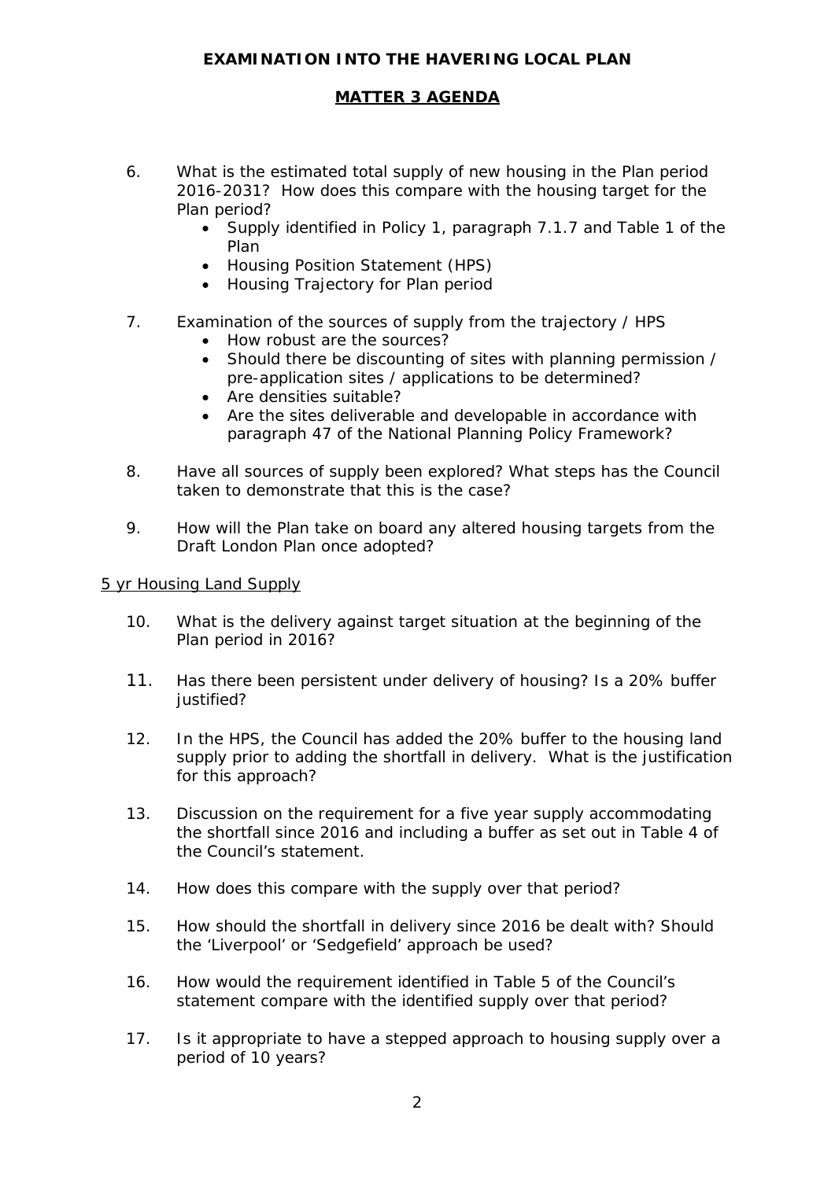**EXAMINATION INTO THE HAVERING LOCAL PLAN**

**MATTER 3 AGENDA**

6. What is the estimated total supply of new housing in the Plan period 2016-2031? How does this compare with the housing target for the Plan period?
    - Supply identified in Policy 1, paragraph 7.1.7 and Table 1 of the Plan
    - Housing Position Statement (HPS)
    - Housing Trajectory for Plan period

7. Examination of the sources of supply from the trajectory / HPS
    - How robust are the sources?
    - Should there be discounting of sites with planning permission / pre-application sites / applications to be determined?
    - Are densities suitable?
    - Are the sites deliverable and developable in accordance with paragraph 47 of the National Planning Policy Framework?

8. Have all sources of supply been explored? What steps has the Council taken to demonstrate that this is the case?

9. How will the Plan take on board any altered housing targets from the Draft London Plan once adopted?

5 yr Housing Land Supply

10. What is the delivery against target situation at the beginning of the Plan period in 2016?

11. Has there been persistent under delivery of housing? Is a 20% buffer justified?

12. In the HPS, the Council has added the 20% buffer to the housing land supply prior to adding the shortfall in delivery. What is the justification for this approach?

13. Discussion on the requirement for a five year supply accommodating the shortfall since 2016 and including a buffer as set out in Table 4 of the Council's statement.

14. How does this compare with the supply over that period?

15. How should the shortfall in delivery since 2016 be dealt with? Should the 'Liverpool' or 'Sedgefield' approach be used?

16. How would the requirement identified in Table 5 of the Council's statement compare with the identified supply over that period?

17. Is it appropriate to have a stepped approach to housing supply over a period of 10 years?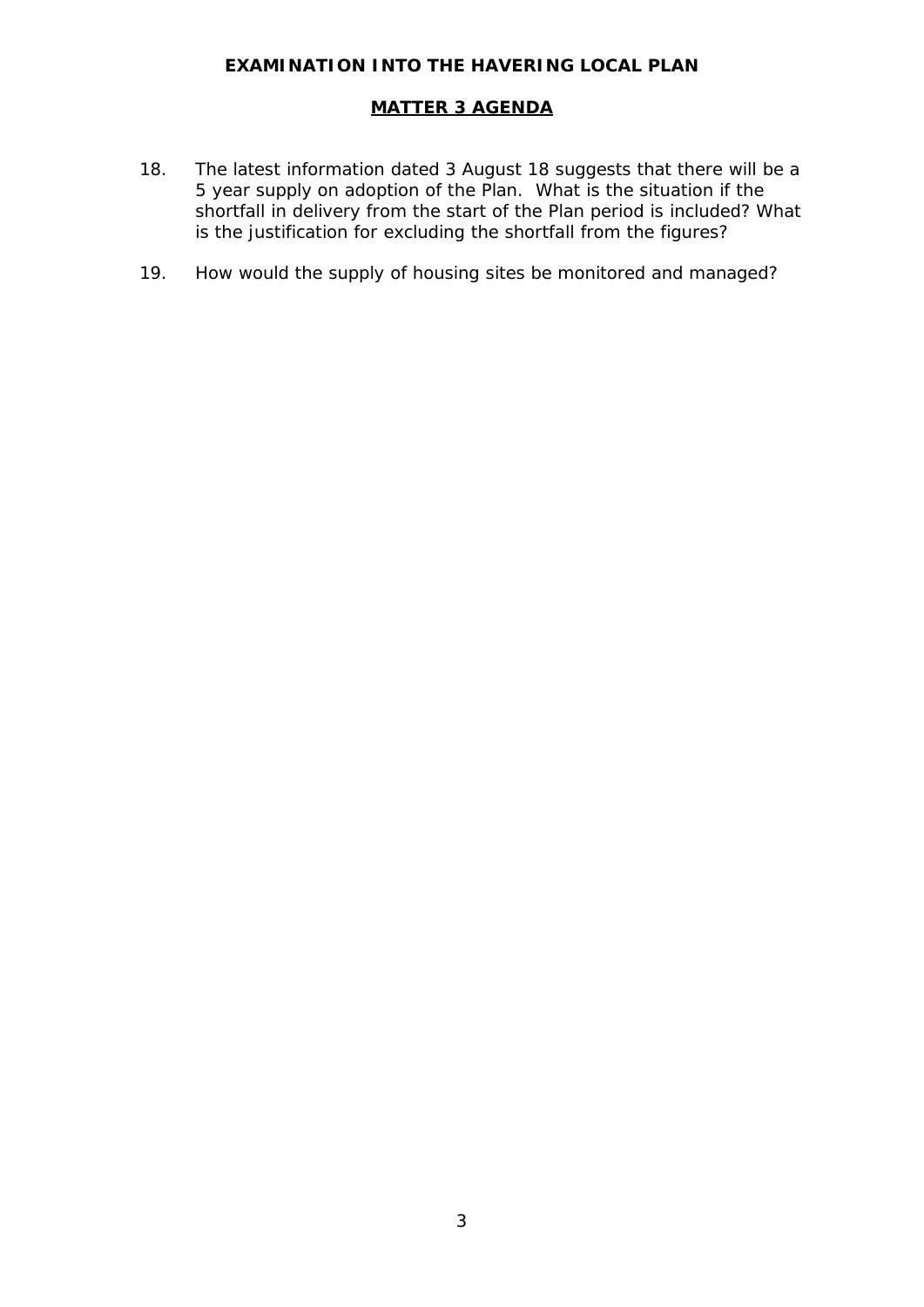18. The latest information dated 3 August 18 suggests that there will be a 5 year supply on adoption of the Plan. What is the situation if the shortfall in delivery from the start of the Plan period is included? What is the justification for excluding the shortfall from the figures?

19. How would the supply of housing sites be monitored and managed?